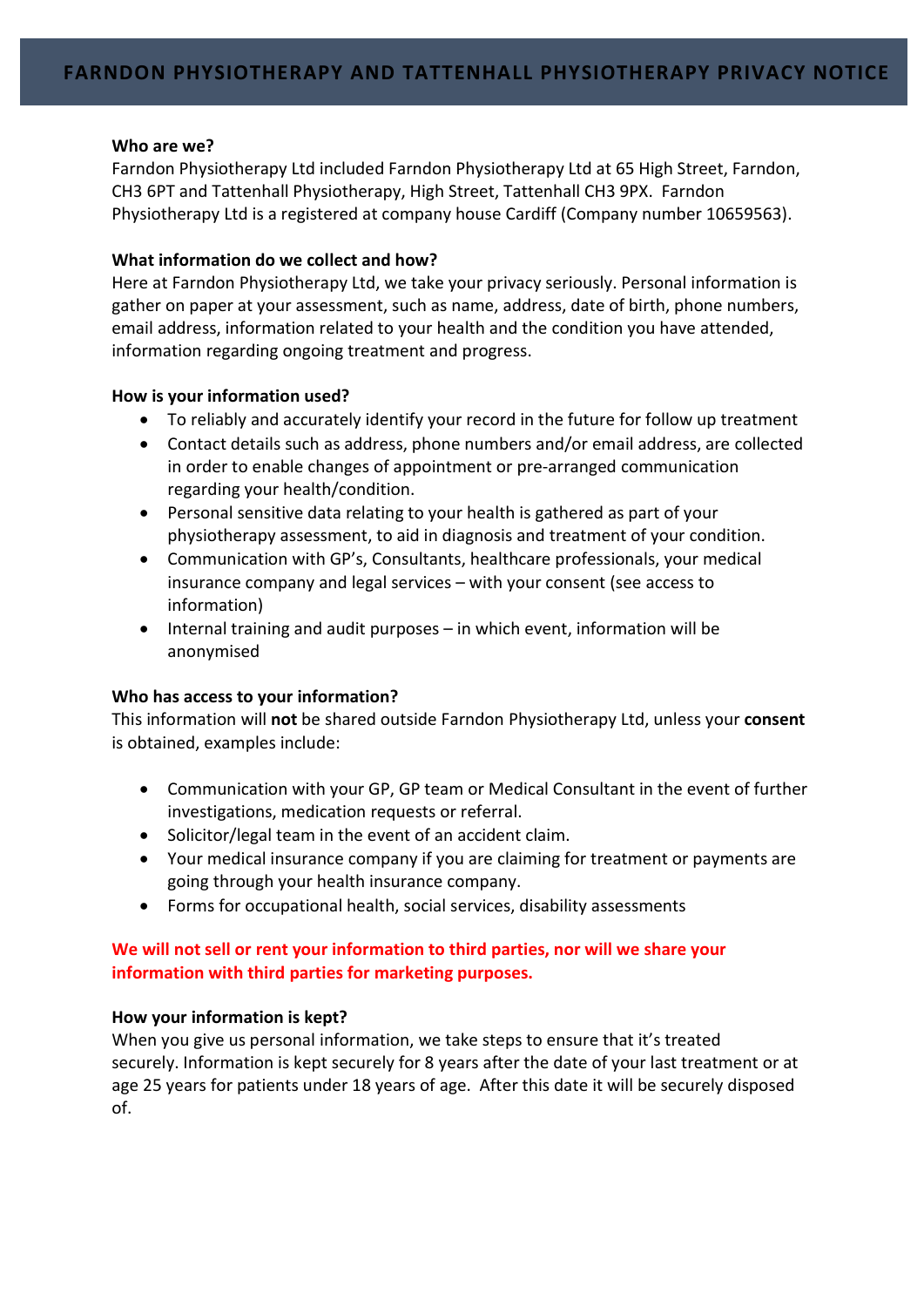# FARNDON PHYSIOTHERAPY AND TATTENHALL PHYSIOTHERAPY PRIVACY NOTICE

**Who are we?**

Farndon Physiotherapy Ltd included Farndon Physiotherapy Ltd at 65 High Street, Farndon, CH3 6PT and Tattenhall Physiotherapy, High Street, Tattenhall CH3 9PX. Farndon Physiotherapy Ltd is a registered at company house Cardiff (Company number 10659563).

**What information do we collect and how?**

Here at Farndon Physiotherapy Ltd, we take your privacy seriously. Personal information is gather on paper at your assessment, such as name, address, date of birth, phone numbers, email address, information related to your health and the condition you have attended, information regarding ongoing treatment and progress.

**How is your information used?**

- To reliably and accurately identify your record in the future for follow up treatment
- Contact details such as address, phone numbers and/or email address, are collected in order to enable changes of appointment or pre-arranged communication regarding your health/condition.
- Personal sensitive data relating to your health is gathered as part of your physiotherapy assessment, to aid in diagnosis and treatment of your condition.
- Communication with GP's, Consultants, healthcare professionals, your medical insurance company and legal services – with your consent (see access to information)
- Internal training and audit purposes – in which event, information will be anonymised

**Who has access to your information?**

This information will **not** be shared outside Farndon Physiotherapy Ltd, unless your **consent** is obtained, examples include:

- Communication with your GP, GP team or Medical Consultant in the event of further investigations, medication requests or referral.
- Solicitor/legal team in the event of an accident claim.
- Your medical insurance company if you are claiming for treatment or payments are going through your health insurance company.
- Forms for occupational health, social services, disability assessments

**We will not sell or rent your information to third parties, nor will we share your information with third parties for marketing purposes.**

**How your information is kept?**

When you give us personal information, we take steps to ensure that it's treated securely. Information is kept securely for 8 years after the date of your last treatment or at age 25 years for patients under 18 years of age. After this date it will be securely disposed of.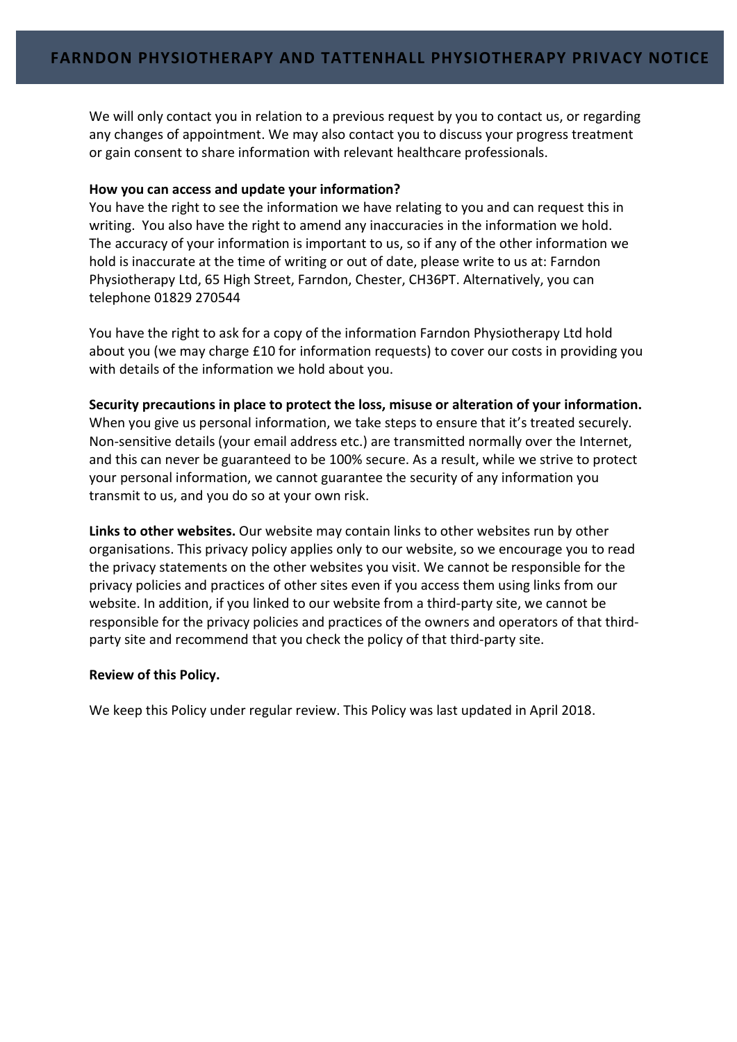We will only contact you in relation to a previous request by you to contact us, or regarding any changes of appointment. We may also contact you to discuss your progress treatment or gain consent to share information with relevant healthcare professionals.

**How you can access and update your information?**

You have the right to see the information we have relating to you and can request this in writing. You also have the right to amend any inaccuracies in the information we hold. The accuracy of your information is important to us, so if any of the other information we hold is inaccurate at the time of writing or out of date, please write to us at: Farndon Physiotherapy Ltd, 65 High Street, Farndon, Chester, CH36PT. Alternatively, you can telephone 01829 270544

You have the right to ask for a copy of the information Farndon Physiotherapy Ltd hold about you (we may charge £10 for information requests) to cover our costs in providing you with details of the information we hold about you.

**Security precautions in place to protect the loss, misuse or alteration of your information.**
When you give us personal information, we take steps to ensure that it's treated securely. Non-sensitive details (your email address etc.) are transmitted normally over the Internet, and this can never be guaranteed to be 100% secure. As a result, while we strive to protect your personal information, we cannot guarantee the security of any information you transmit to us, and you do so at your own risk.

**Links to other websites.** Our website may contain links to other websites run by other organisations. This privacy policy applies only to our website, so we encourage you to read the privacy statements on the other websites you visit. We cannot be responsible for the privacy policies and practices of other sites even if you access them using links from our website. In addition, if you linked to our website from a third-party site, we cannot be responsible for the privacy policies and practices of the owners and operators of that third-party site and recommend that you check the policy of that third-party site.

**Review of this Policy.**

We keep this Policy under regular review. This Policy was last updated in April 2018.